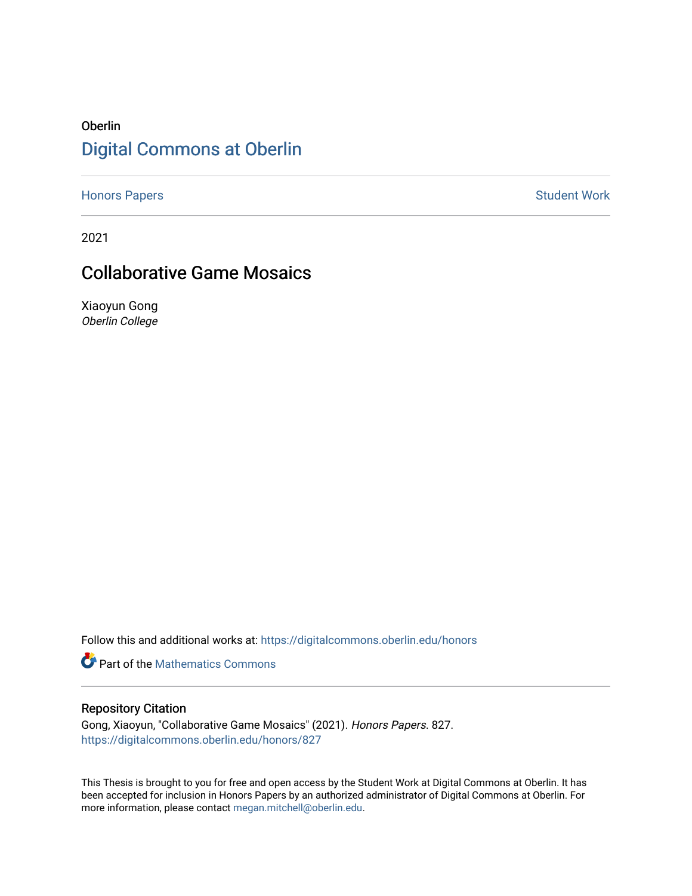Oberlin

# Digital Commons at Oberlin

Honors Papers

Student Work

2021

## Collaborative Game Mosaics

Xiaoyun Gong
*Oberlin College*

Follow this and additional works at: https://digitalcommons.oberlin.edu/honors

Part of the Mathematics Commons

### Repository Citation

Gong, Xiaoyun, "Collaborative Game Mosaics" (2021). *Honors Papers*. 827.
https://digitalcommons.oberlin.edu/honors/827

This Thesis is brought to you for free and open access by the Student Work at Digital Commons at Oberlin. It has been accepted for inclusion in Honors Papers by an authorized administrator of Digital Commons at Oberlin. For more information, please contact megan.mitchell@oberlin.edu.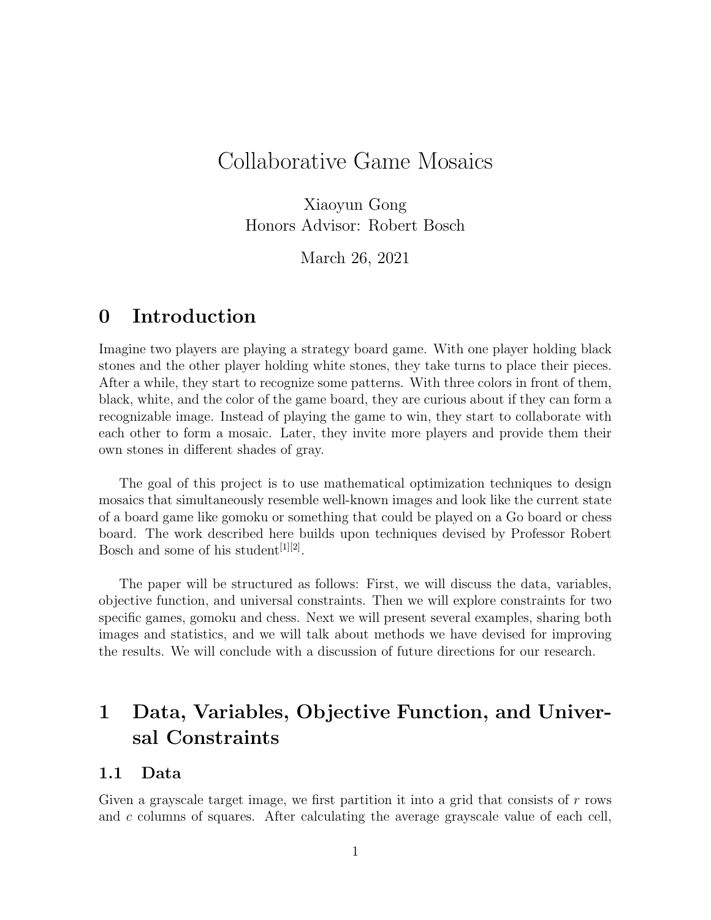# Collaborative Game Mosaics

Xiaoyun Gong
Honors Advisor: Robert Bosch

March 26, 2021

## 0 Introduction

Imagine two players are playing a strategy board game. With one player holding black stones and the other player holding white stones, they take turns to place their pieces. After a while, they start to recognize some patterns. With three colors in front of them, black, white, and the color of the game board, they are curious about if they can form a recognizable image. Instead of playing the game to win, they start to collaborate with each other to form a mosaic. Later, they invite more players and provide them their own stones in different shades of gray.

The goal of this project is to use mathematical optimization techniques to design mosaics that simultaneously resemble well-known images and look like the current state of a board game like gomoku or something that could be played on a Go board or chess board. The work described here builds upon techniques devised by Professor Robert Bosch and some of his student[1][2].

The paper will be structured as follows: First, we will discuss the data, variables, objective function, and universal constraints. Then we will explore constraints for two specific games, gomoku and chess. Next we will present several examples, sharing both images and statistics, and we will talk about methods we have devised for improving the results. We will conclude with a discussion of future directions for our research.

## 1 Data, Variables, Objective Function, and Universal Constraints

### 1.1 Data

Given a grayscale target image, we first partition it into a grid that consists of $r$ rows and $c$ columns of squares. After calculating the average grayscale value of each cell,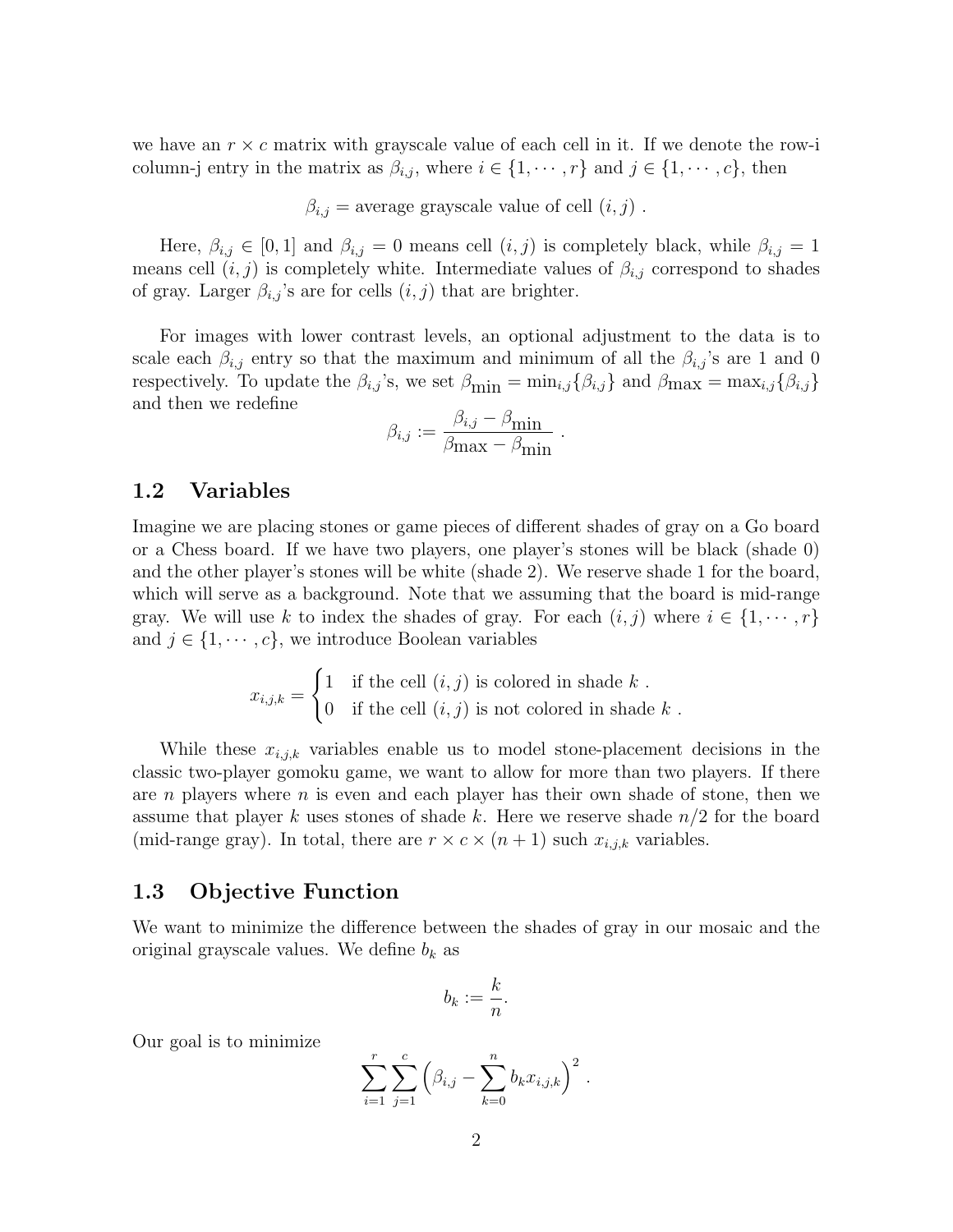we have an $r \times c$ matrix with grayscale value of each cell in it. If we denote the row-i column-j entry in the matrix as $\beta_{i,j}$, where $i \in \{1, \cdots, r\}$ and $j \in \{1, \cdots, c\}$, then

$$\beta_{i,j} = \text{average grayscale value of cell } (i, j) \; .$$

Here, $\beta_{i,j} \in [0, 1]$ and $\beta_{i,j} = 0$ means cell $(i, j)$ is completely black, while $\beta_{i,j} = 1$ means cell $(i, j)$ is completely white. Intermediate values of $\beta_{i,j}$ correspond to shades of gray. Larger $\beta_{i,j}$'s are for cells $(i, j)$ that are brighter.

For images with lower contrast levels, an optional adjustment to the data is to scale each $\beta_{i,j}$ entry so that the maximum and minimum of all the $\beta_{i,j}$'s are 1 and 0 respectively. To update the $\beta_{i,j}$'s, we set $\beta_{\text{min}} = \min_{i,j}\{\beta_{i,j}\}$ and $\beta_{\text{max}} = \max_{i,j}\{\beta_{i,j}\}$ and then we redefine

$$\beta_{i,j} := \frac{\beta_{i,j} - \beta_{\text{min}}}{\beta_{\text{max}} - \beta_{\text{min}}} \; .$$

## 1.2 Variables

Imagine we are placing stones or game pieces of different shades of gray on a Go board or a Chess board. If we have two players, one player's stones will be black (shade 0) and the other player's stones will be white (shade 2). We reserve shade 1 for the board, which will serve as a background. Note that we assuming that the board is mid-range gray. We will use $k$ to index the shades of gray. For each $(i, j)$ where $i \in \{1, \cdots, r\}$ and $j \in \{1, \cdots, c\}$, we introduce Boolean variables

$$x_{i,j,k} = \begin{cases} 1 & \text{if the cell } (i, j) \text{ is colored in shade } k \; . \\ 0 & \text{if the cell } (i, j) \text{ is not colored in shade } k \; . \end{cases}$$

While these $x_{i,j,k}$ variables enable us to model stone-placement decisions in the classic two-player gomoku game, we want to allow for more than two players. If there are $n$ players where $n$ is even and each player has their own shade of stone, then we assume that player $k$ uses stones of shade $k$. Here we reserve shade $n/2$ for the board (mid-range gray). In total, there are $r \times c \times (n + 1)$ such $x_{i,j,k}$ variables.

## 1.3 Objective Function

We want to minimize the difference between the shades of gray in our mosaic and the original grayscale values. We define $b_k$ as

$$b_k := \frac{k}{n}.$$

Our goal is to minimize

$$\sum_{i=1}^{r} \sum_{j=1}^{c} \Big( \beta_{i,j} - \sum_{k=0}^{n} b_k x_{i,j,k} \Big)^2 \; .$$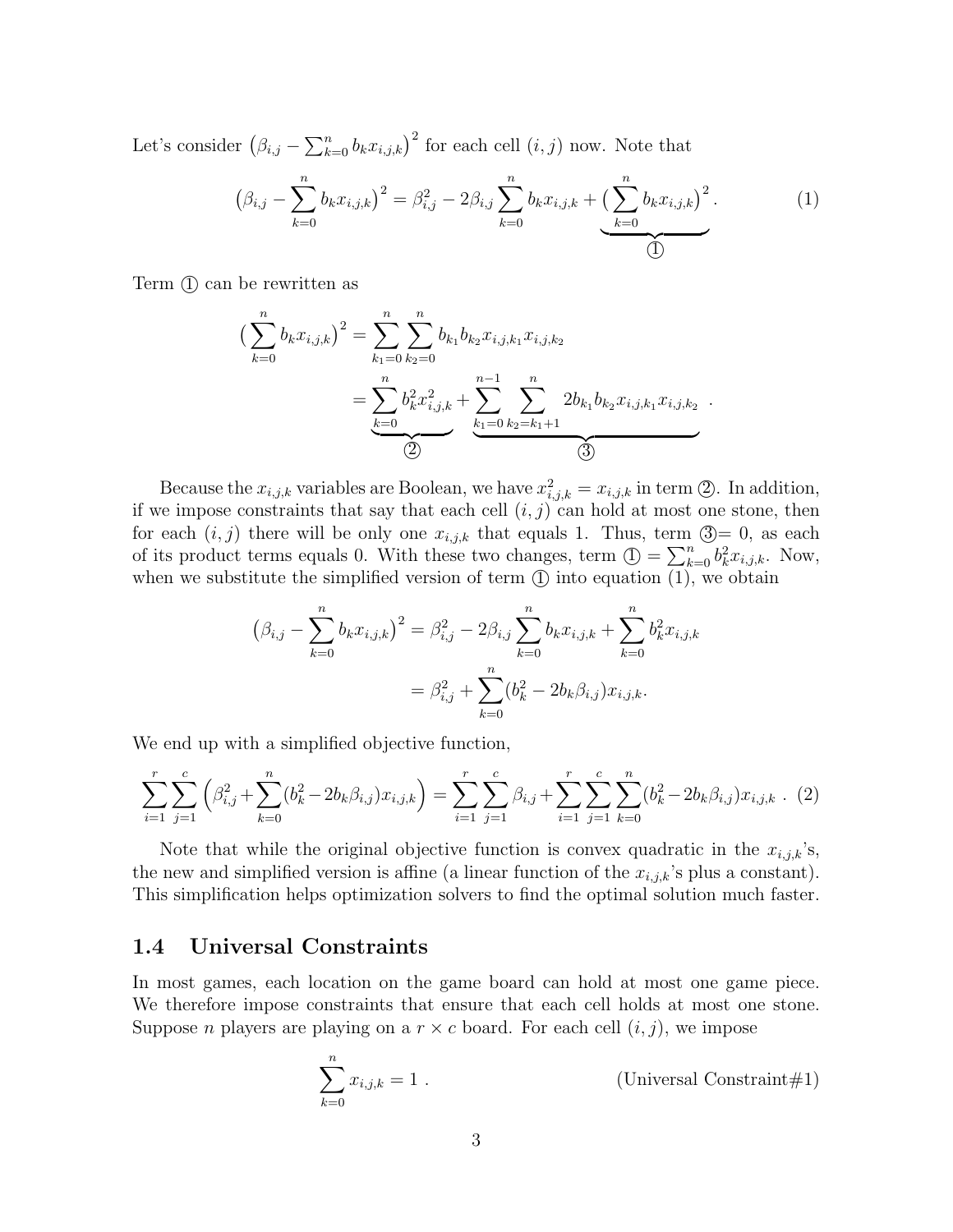Let's consider $\left(\beta_{i,j} - \sum_{k=0}^{n} b_k x_{i,j,k}\right)^2$ for each cell $(i, j)$ now. Note that

$$\left(\beta_{i,j} - \sum_{k=0}^{n} b_k x_{i,j,k}\right)^2 = \beta_{i,j}^2 - 2\beta_{i,j} \sum_{k=0}^{n} b_k x_{i,j,k} + \underbrace{\left(\sum_{k=0}^{n} b_k x_{i,j,k}\right)^2}_{①} . \tag{1}$$

Term ① can be rewritten as

$$\begin{aligned}
\left(\sum_{k=0}^{n} b_k x_{i,j,k}\right)^2 &= \sum_{k_1=0}^{n} \sum_{k_2=0}^{n} b_{k_1} b_{k_2} x_{i,j,k_1} x_{i,j,k_2} \\
&= \underbrace{\sum_{k=0}^{n} b_k^2 x_{i,j,k}^2}_{②} + \underbrace{\sum_{k_1=0}^{n-1} \sum_{k_2=k_1+1}^{n} 2 b_{k_1} b_{k_2} x_{i,j,k_1} x_{i,j,k_2}}_{③} .
\end{aligned}$$

Because the $x_{i,j,k}$ variables are Boolean, we have $x_{i,j,k}^2 = x_{i,j,k}$ in term ②. In addition, if we impose constraints that say that each cell $(i, j)$ can hold at most one stone, then for each $(i, j)$ there will be only one $x_{i,j,k}$ that equals 1. Thus, term ③$= 0$, as each of its product terms equals 0. With these two changes, term ① $= \sum_{k=0}^{n} b_k^2 x_{i,j,k}$. Now, when we substitute the simplified version of term ① into equation (1), we obtain

$$\begin{aligned}
\left(\beta_{i,j} - \sum_{k=0}^{n} b_k x_{i,j,k}\right)^2 &= \beta_{i,j}^2 - 2\beta_{i,j} \sum_{k=0}^{n} b_k x_{i,j,k} + \sum_{k=0}^{n} b_k^2 x_{i,j,k} \\
&= \beta_{i,j}^2 + \sum_{k=0}^{n} (b_k^2 - 2 b_k \beta_{i,j}) x_{i,j,k}.
\end{aligned}$$

We end up with a simplified objective function,

$$\sum_{i=1}^{r} \sum_{j=1}^{c} \left(\beta_{i,j}^2 + \sum_{k=0}^{n} (b_k^2 - 2 b_k \beta_{i,j}) x_{i,j,k}\right) = \sum_{i=1}^{r} \sum_{j=1}^{c} \beta_{i,j} + \sum_{i=1}^{r} \sum_{j=1}^{c} \sum_{k=0}^{n} (b_k^2 - 2 b_k \beta_{i,j}) x_{i,j,k} . \tag{2}$$

Note that while the original objective function is convex quadratic in the $x_{i,j,k}$'s, the new and simplified version is affine (a linear function of the $x_{i,j,k}$'s plus a constant). This simplification helps optimization solvers to find the optimal solution much faster.

### 1.4 Universal Constraints

In most games, each location on the game board can hold at most one game piece. We therefore impose constraints that ensure that each cell holds at most one stone. Suppose $n$ players are playing on a $r \times c$ board. For each cell $(i, j)$, we impose

$$\sum_{k=0}^{n} x_{i,j,k} = 1 . \qquad \text{(Universal Constraint\#1)}$$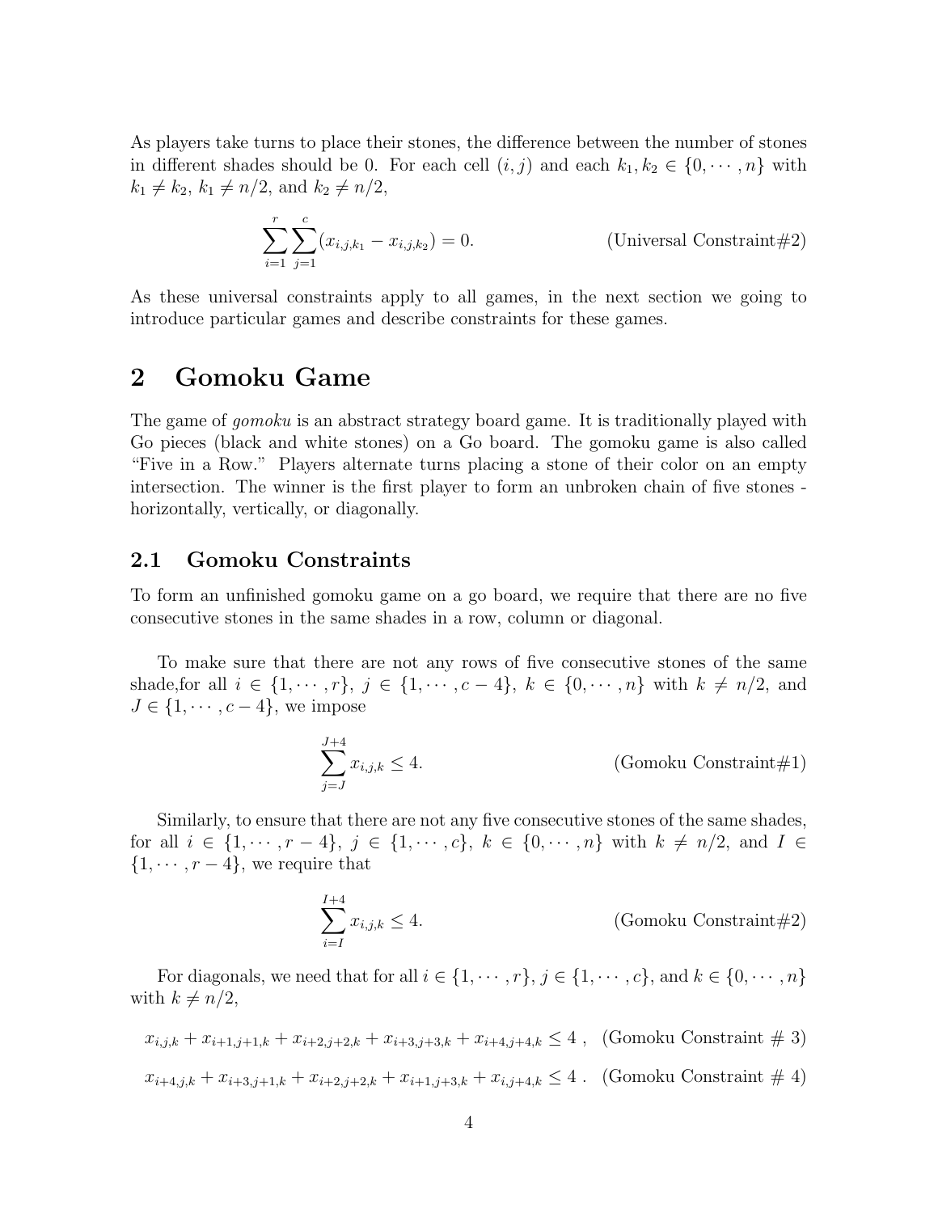As players take turns to place their stones, the difference between the number of stones in different shades should be 0. For each cell $(i,j)$ and each $k_1, k_2 \in \{0, \cdots, n\}$ with $k_1 \neq k_2$, $k_1 \neq n/2$, and $k_2 \neq n/2$,

$$\sum_{i=1}^{r} \sum_{j=1}^{c} (x_{i,j,k_1} - x_{i,j,k_2}) = 0. \qquad \text{(Universal Constraint\#2)}$$

As these universal constraints apply to all games, in the next section we going to introduce particular games and describe constraints for these games.

# 2 Gomoku Game

The game of *gomoku* is an abstract strategy board game. It is traditionally played with Go pieces (black and white stones) on a Go board. The gomoku game is also called "Five in a Row." Players alternate turns placing a stone of their color on an empty intersection. The winner is the first player to form an unbroken chain of five stones - horizontally, vertically, or diagonally.

## 2.1 Gomoku Constraints

To form an unfinished gomoku game on a go board, we require that there are no five consecutive stones in the same shades in a row, column or diagonal.

To make sure that there are not any rows of five consecutive stones of the same shade,for all $i \in \{1, \cdots, r\}$, $j \in \{1, \cdots, c-4\}$, $k \in \{0, \cdots, n\}$ with $k \neq n/2$, and $J \in \{1, \cdots, c-4\}$, we impose

$$\sum_{j=J}^{J+4} x_{i,j,k} \leq 4. \qquad \text{(Gomoku Constraint\#1)}$$

Similarly, to ensure that there are not any five consecutive stones of the same shades, for all $i \in \{1, \cdots, r-4\}$, $j \in \{1, \cdots, c\}$, $k \in \{0, \cdots, n\}$ with $k \neq n/2$, and $I \in \{1, \cdots, r-4\}$, we require that

$$\sum_{i=I}^{I+4} x_{i,j,k} \leq 4. \qquad \text{(Gomoku Constraint\#2)}$$

For diagonals, we need that for all $i \in \{1, \cdots, r\}$, $j \in \{1, \cdots, c\}$, and $k \in \{0, \cdots, n\}$ with $k \neq n/2$,

$$x_{i,j,k} + x_{i+1,j+1,k} + x_{i+2,j+2,k} + x_{i+3,j+3,k} + x_{i+4,j+4,k} \leq 4 \ , \quad \text{(Gomoku Constraint \# 3)}$$

$$x_{i+4,j,k} + x_{i+3,j+1,k} + x_{i+2,j+2,k} + x_{i+1,j+3,k} + x_{i,j+4,k} \leq 4 \ . \quad \text{(Gomoku Constraint \# 4)}$$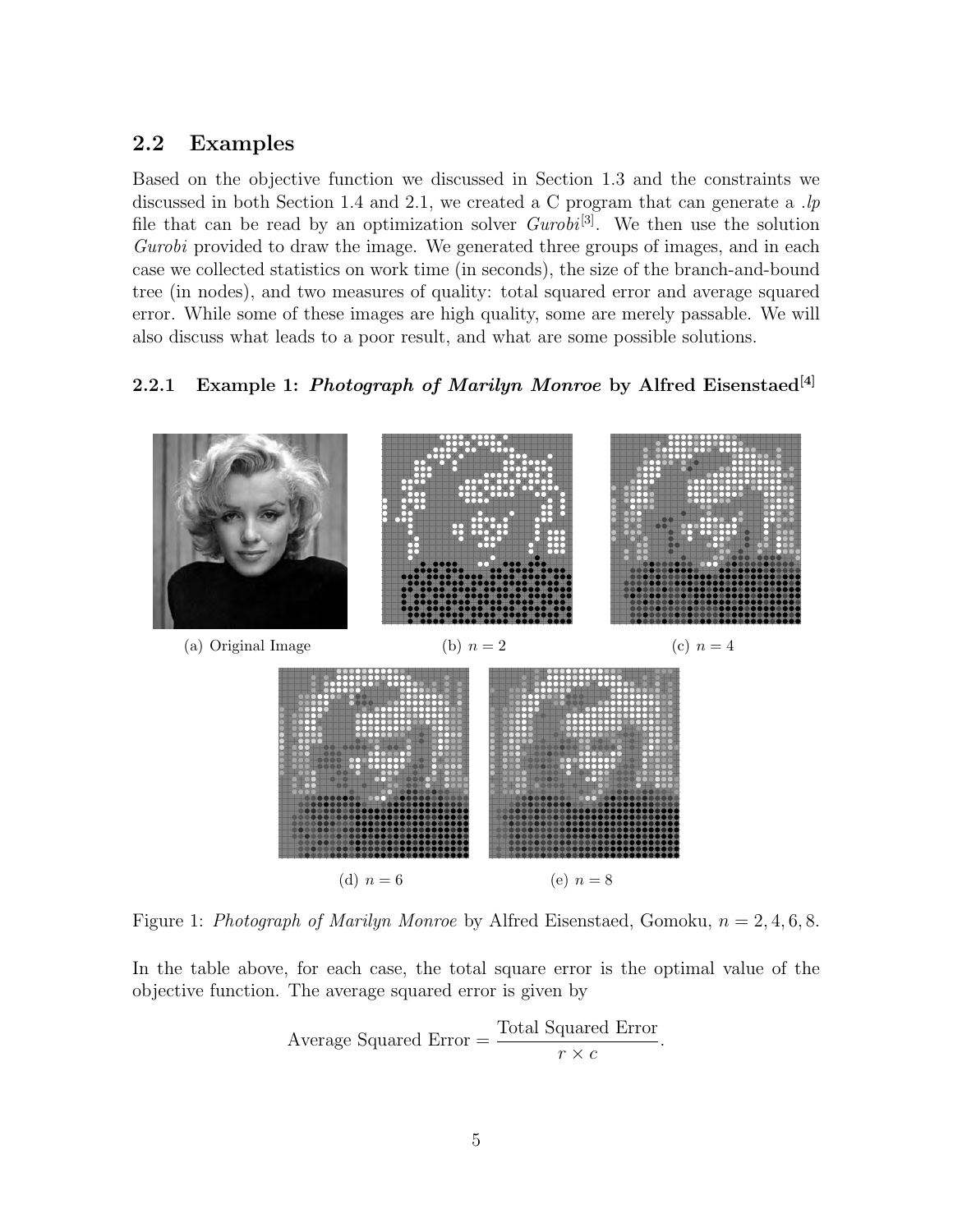## 2.2 Examples

Based on the objective function we discussed in Section 1.3 and the constraints we discussed in both Section 1.4 and 2.1, we created a C program that can generate a *.lp* file that can be read by an optimization solver *Gurobi*[3]. We then use the solution *Gurobi* provided to draw the image. We generated three groups of images, and in each case we collected statistics on work time (in seconds), the size of the branch-and-bound tree (in nodes), and two measures of quality: total squared error and average squared error. While some of these images are high quality, some are merely passable. We will also discuss what leads to a poor result, and what are some possible solutions.

### 2.2.1 Example 1: *Photograph of Marilyn Monroe* by Alfred Eisenstaed[4]

(a) Original Image

(b) $n = 2$

(c) $n = 4$

(d) $n = 6$

(e) $n = 8$

Figure 1: *Photograph of Marilyn Monroe* by Alfred Eisenstaed, Gomoku, $n = 2, 4, 6, 8$.

In the table above, for each case, the total square error is the optimal value of the objective function. The average squared error is given by

$$\text{Average Squared Error} = \frac{\text{Total Squared Error}}{r \times c}.$$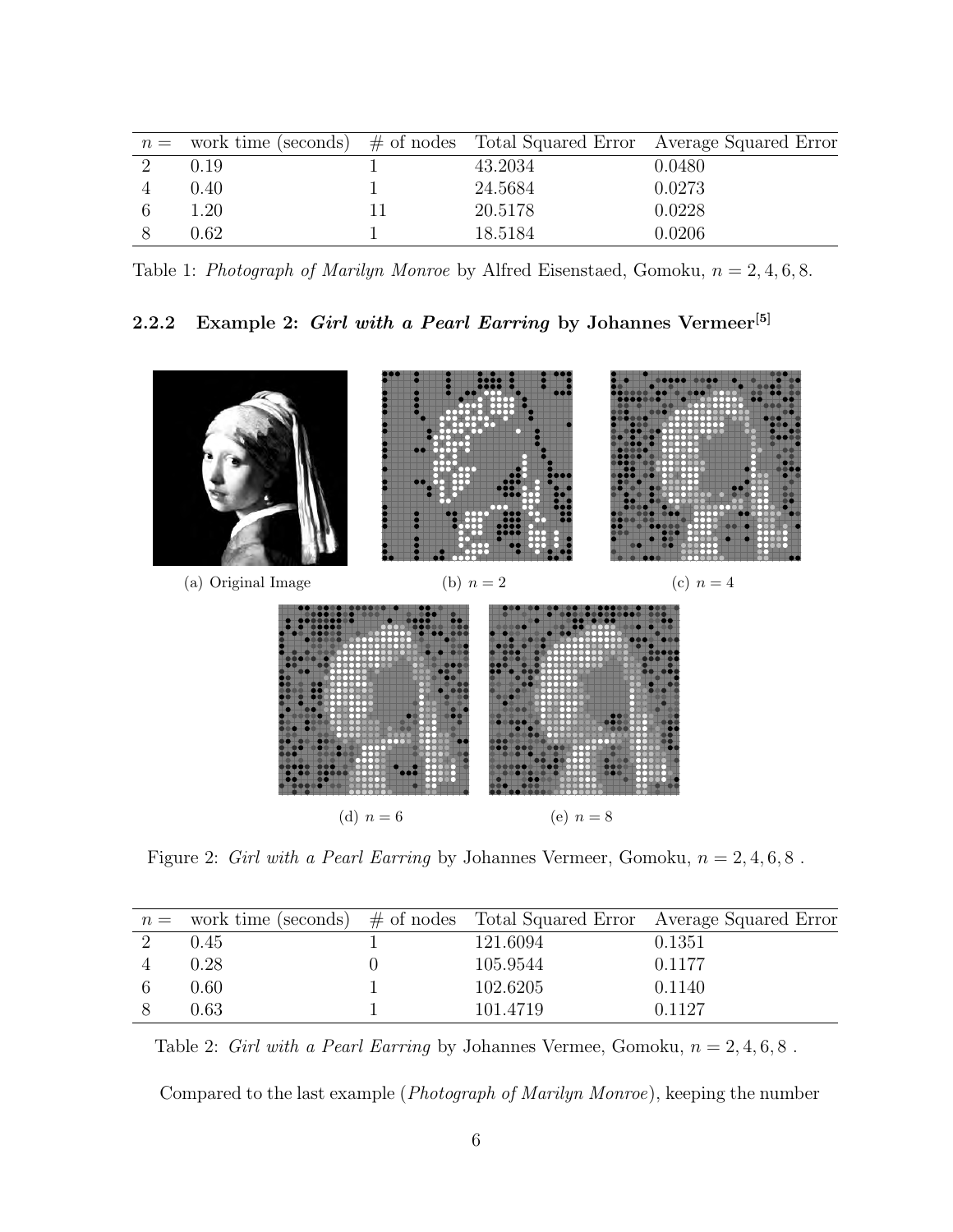| $n =$ | work time (seconds) | # of nodes | Total Squared Error | Average Squared Error |
|---|---|---|---|---|
| 2 | 0.19 | 1 | 43.2034 | 0.0480 |
| 4 | 0.40 | 1 | 24.5684 | 0.0273 |
| 6 | 1.20 | 11 | 20.5178 | 0.0228 |
| 8 | 0.62 | 1 | 18.5184 | 0.0206 |

Table 1: *Photograph of Marilyn Monroe* by Alfred Eisenstaed, Gomoku, $n = 2, 4, 6, 8$.

#### 2.2.2 Example 2: *Girl with a Pearl Earring* by Johannes Vermeer[5]

(a) Original Image

(b) $n = 2$

(c) $n = 4$

(d) $n = 6$

(e) $n = 8$

Figure 2: *Girl with a Pearl Earring* by Johannes Vermeer, Gomoku, $n = 2, 4, 6, 8$ .

| $n =$ | work time (seconds) | # of nodes | Total Squared Error | Average Squared Error |
|---|---|---|---|---|
| 2 | 0.45 | 1 | 121.6094 | 0.1351 |
| 4 | 0.28 | 0 | 105.9544 | 0.1177 |
| 6 | 0.60 | 1 | 102.6205 | 0.1140 |
| 8 | 0.63 | 1 | 101.4719 | 0.1127 |

Table 2: *Girl with a Pearl Earring* by Johannes Vermee, Gomoku, $n = 2, 4, 6, 8$ .

Compared to the last example (*Photograph of Marilyn Monroe*), keeping the number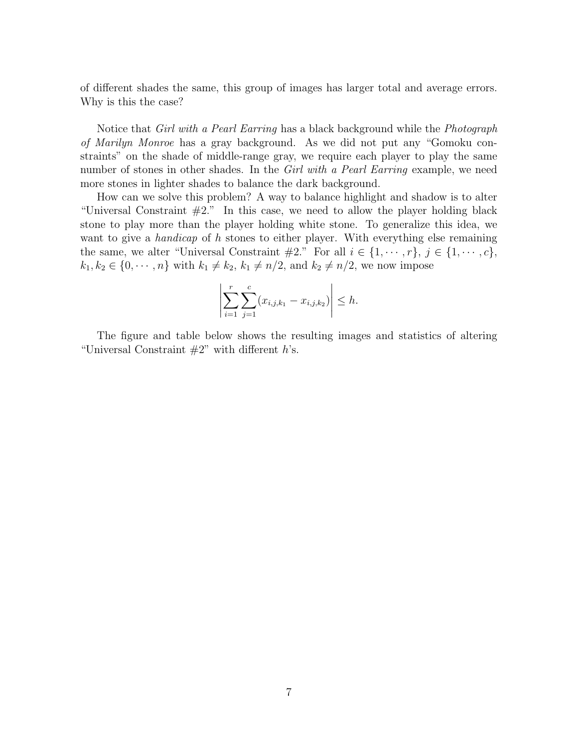of different shades the same, this group of images has larger total and average errors. Why is this the case?

Notice that *Girl with a Pearl Earring* has a black background while the *Photograph of Marilyn Monroe* has a gray background. As we did not put any "Gomoku constraints" on the shade of middle-range gray, we require each player to play the same number of stones in other shades. In the *Girl with a Pearl Earring* example, we need more stones in lighter shades to balance the dark background.

How can we solve this problem? A way to balance highlight and shadow is to alter "Universal Constraint #2." In this case, we need to allow the player holding black stone to play more than the player holding white stone. To generalize this idea, we want to give a *handicap* of $h$ stones to either player. With everything else remaining the same, we alter "Universal Constraint #2." For all $i \in \{1, \cdots, r\}$, $j \in \{1, \cdots, c\}$, $k_1, k_2 \in \{0, \cdots, n\}$ with $k_1 \neq k_2$, $k_1 \neq n/2$, and $k_2 \neq n/2$, we now impose

$$\left| \sum_{i=1}^{r} \sum_{j=1}^{c} (x_{i,j,k_1} - x_{i,j,k_2}) \right| \leq h.$$

The figure and table below shows the resulting images and statistics of altering "Universal Constraint #2" with different $h$'s.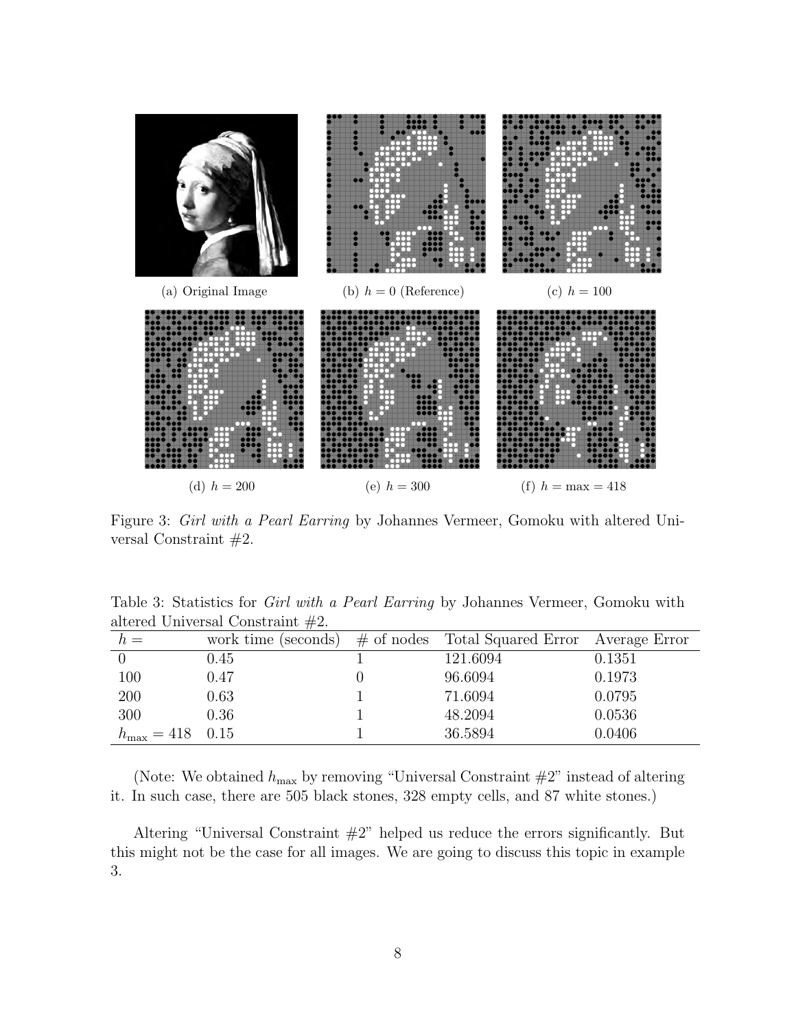(a) Original Image

(b) $h = 0$ (Reference)

(c) $h = 100$

(d) $h = 200$

(e) $h = 300$

(f) $h = \max = 418$

Figure 3: *Girl with a Pearl Earring* by Johannes Vermeer, Gomoku with altered Universal Constraint #2.

Table 3: Statistics for *Girl with a Pearl Earring* by Johannes Vermeer, Gomoku with altered Universal Constraint #2.

| $h =$ | work time (seconds) | # of nodes | Total Squared Error | Average Error |
|---|---|---|---|---|
| 0 | 0.45 | 1 | 121.6094 | 0.1351 |
| 100 | 0.47 | 0 | 96.6094 | 0.1973 |
| 200 | 0.63 | 1 | 71.6094 | 0.0795 |
| 300 | 0.36 | 1 | 48.2094 | 0.0536 |
| $h_{\max} = 418$ | 0.15 | 1 | 36.5894 | 0.0406 |

(Note: We obtained $h_{\max}$ by removing "Universal Constraint #2" instead of altering it. In such case, there are 505 black stones, 328 empty cells, and 87 white stones.)

Altering "Universal Constraint #2" helped us reduce the errors significantly. But this might not be the case for all images. We are going to discuss this topic in example 3.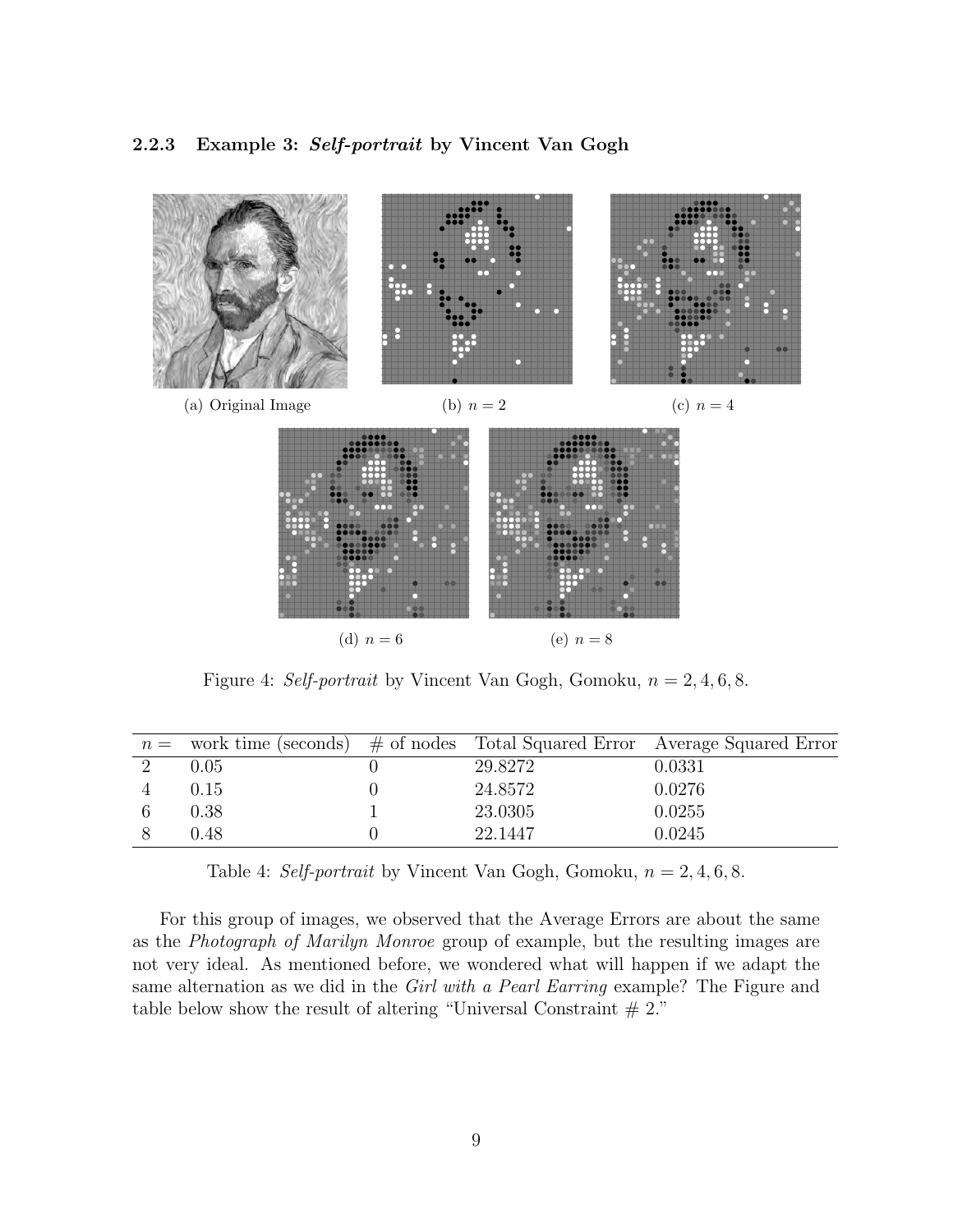### 2.2.3 Example 3: *Self-portrait* by Vincent Van Gogh

(a) Original Image

(b) $n = 2$

(c) $n = 4$

(d) $n = 6$

(e) $n = 8$

Figure 4: *Self-portrait* by Vincent Van Gogh, Gomoku, $n = 2, 4, 6, 8$.

| $n =$ | work time (seconds) | # of nodes | Total Squared Error | Average Squared Error |
|---|---|---|---|---|
| 2 | 0.05 | 0 | 29.8272 | 0.0331 |
| 4 | 0.15 | 0 | 24.8572 | 0.0276 |
| 6 | 0.38 | 1 | 23.0305 | 0.0255 |
| 8 | 0.48 | 0 | 22.1447 | 0.0245 |

Table 4: *Self-portrait* by Vincent Van Gogh, Gomoku, $n = 2, 4, 6, 8$.

For this group of images, we observed that the Average Errors are about the same as the *Photograph of Marilyn Monroe* group of example, but the resulting images are not very ideal. As mentioned before, we wondered what will happen if we adapt the same alternation as we did in the *Girl with a Pearl Earring* example? The Figure and table below show the result of altering "Universal Constraint # 2."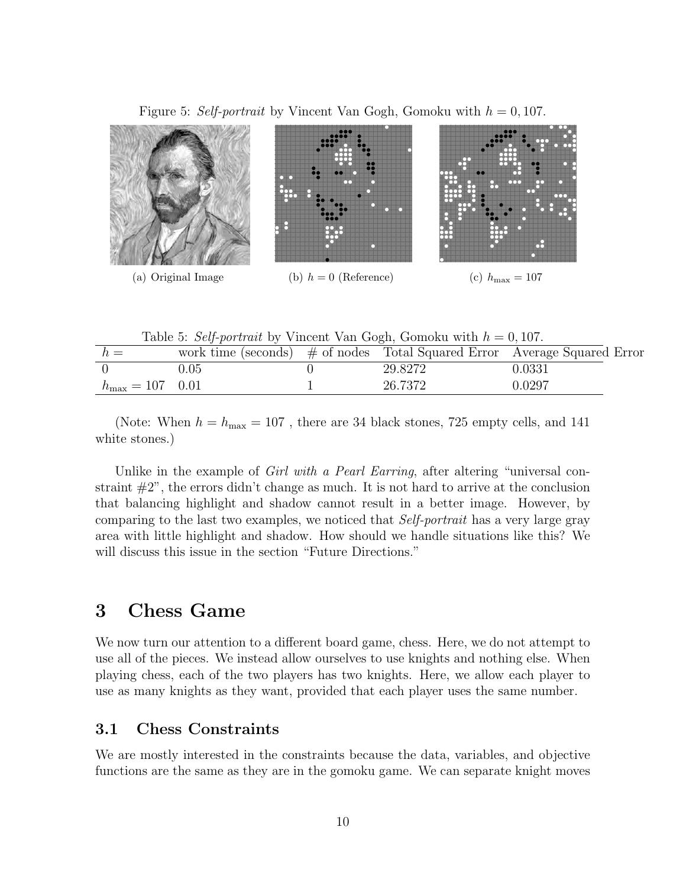Figure 5: *Self-portrait* by Vincent Van Gogh, Gomoku with $h = 0, 107$.

(a) Original Image

(b) $h = 0$ (Reference)

(c) $h_{\max} = 107$

Table 5: *Self-portrait* by Vincent Van Gogh, Gomoku with $h = 0, 107$.

| $h =$ | work time (seconds) | # of nodes | Total Squared Error | Average Squared Error |
|---|---|---|---|---|
| 0 | 0.05 | 0 | 29.8272 | 0.0331 |
| $h_{\max} = 107$ | 0.01 | 1 | 26.7372 | 0.0297 |

(Note: When $h = h_{\max} = 107$ , there are 34 black stones, 725 empty cells, and 141 white stones.)

Unlike in the example of *Girl with a Pearl Earring*, after altering "universal constraint #2", the errors didn't change as much. It is not hard to arrive at the conclusion that balancing highlight and shadow cannot result in a better image. However, by comparing to the last two examples, we noticed that *Self-portrait* has a very large gray area with little highlight and shadow. How should we handle situations like this? We will discuss this issue in the section "Future Directions."

# 3 Chess Game

We now turn our attention to a different board game, chess. Here, we do not attempt to use all of the pieces. We instead allow ourselves to use knights and nothing else. When playing chess, each of the two players has two knights. Here, we allow each player to use as many knights as they want, provided that each player uses the same number.

## 3.1 Chess Constraints

We are mostly interested in the constraints because the data, variables, and objective functions are the same as they are in the gomoku game. We can separate knight moves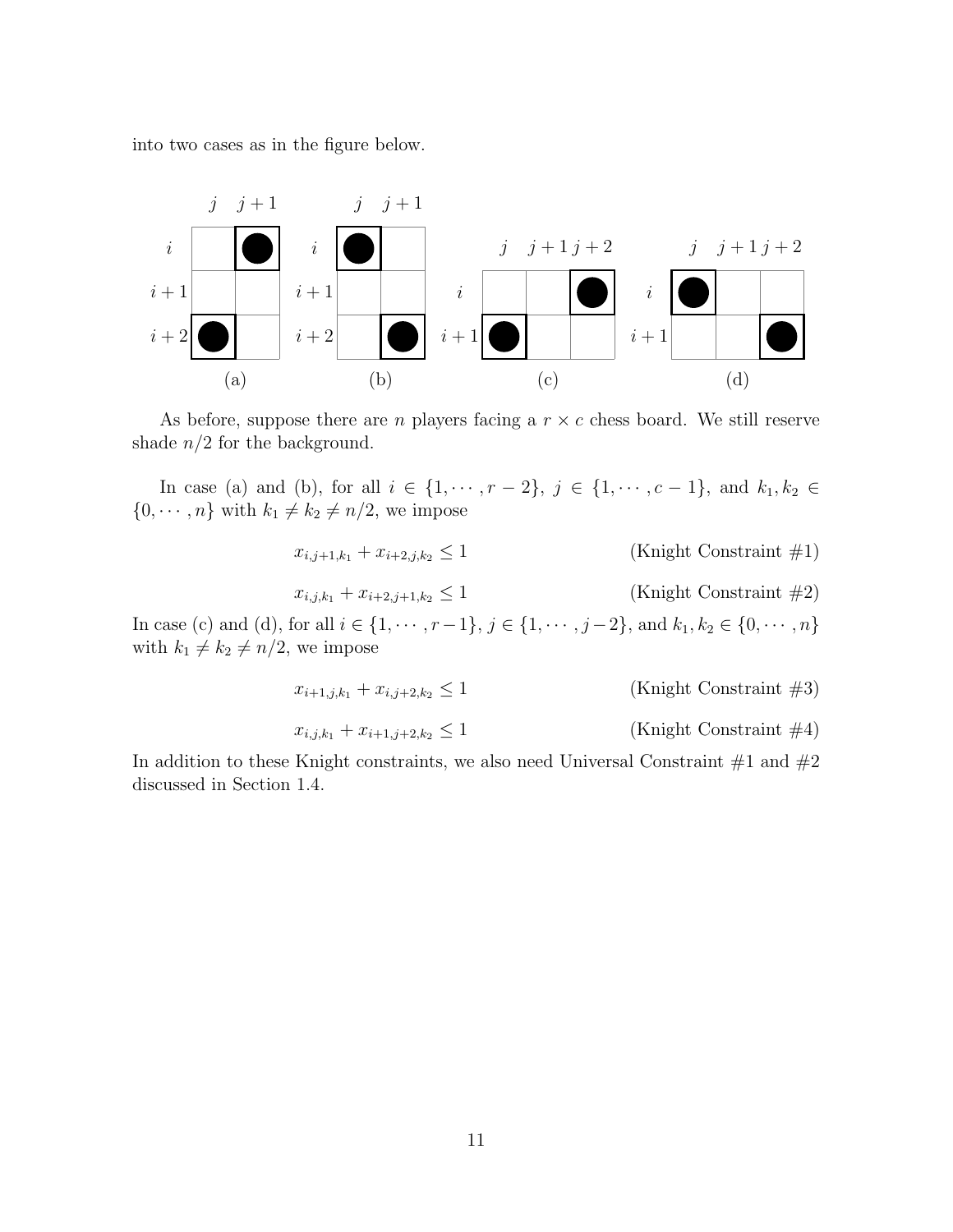into two cases as in the figure below.

(a) (b) (c) (d)

As before, suppose there are $n$ players facing a $r \times c$ chess board. We still reserve shade $n/2$ for the background.

In case (a) and (b), for all $i \in \{1, \cdots, r-2\}$, $j \in \{1, \cdots, c-1\}$, and $k_1, k_2 \in \{0, \cdots, n\}$ with $k_1 \neq k_2 \neq n/2$, we impose

$$x_{i,j+1,k_1} + x_{i+2,j,k_2} \leq 1 \qquad \text{(Knight Constraint \#1)}$$

$$x_{i,j,k_1} + x_{i+2,j+1,k_2} \leq 1 \qquad \text{(Knight Constraint \#2)}$$

In case (c) and (d), for all $i \in \{1, \cdots, r-1\}$, $j \in \{1, \cdots, j-2\}$, and $k_1, k_2 \in \{0, \cdots, n\}$ with $k_1 \neq k_2 \neq n/2$, we impose

$$x_{i+1,j,k_1} + x_{i,j+2,k_2} \leq 1 \qquad \text{(Knight Constraint \#3)}$$

$$x_{i,j,k_1} + x_{i+1,j+2,k_2} \leq 1 \qquad \text{(Knight Constraint \#4)}$$

In addition to these Knight constraints, we also need Universal Constraint #1 and #2 discussed in Section 1.4.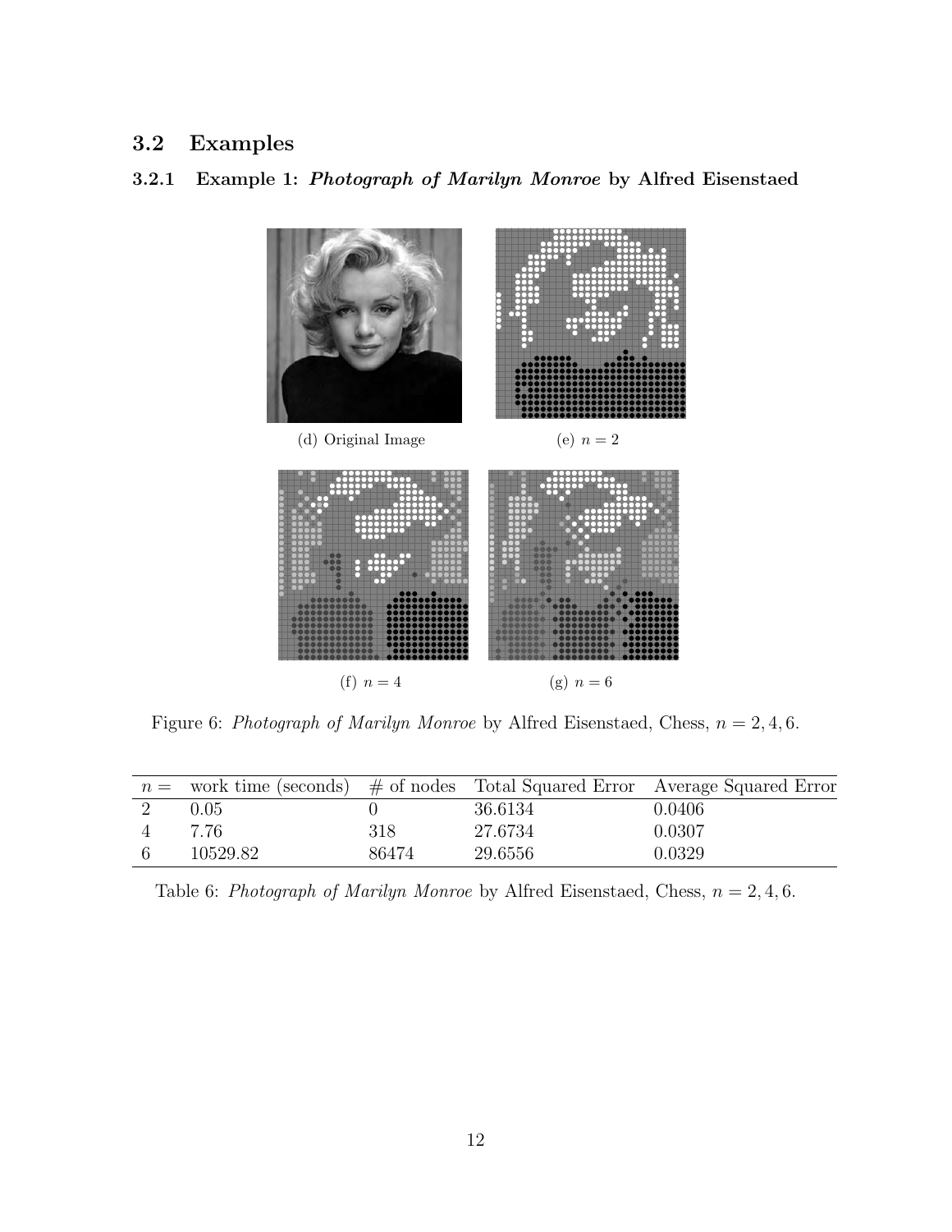## 3.2 Examples

### 3.2.1 Example 1: *Photograph of Marilyn Monroe* by Alfred Eisenstaed

(d) Original Image

(e) $n = 2$

(f) $n = 4$

(g) $n = 6$

Figure 6: *Photograph of Marilyn Monroe* by Alfred Eisenstaed, Chess, $n = 2, 4, 6$.

| $n =$ | work time (seconds) | # of nodes | Total Squared Error | Average Squared Error |
|---|---|---|---|---|
| 2 | 0.05 | 0 | 36.6134 | 0.0406 |
| 4 | 7.76 | 318 | 27.6734 | 0.0307 |
| 6 | 10529.82 | 86474 | 29.6556 | 0.0329 |

Table 6: *Photograph of Marilyn Monroe* by Alfred Eisenstaed, Chess, $n = 2, 4, 6$.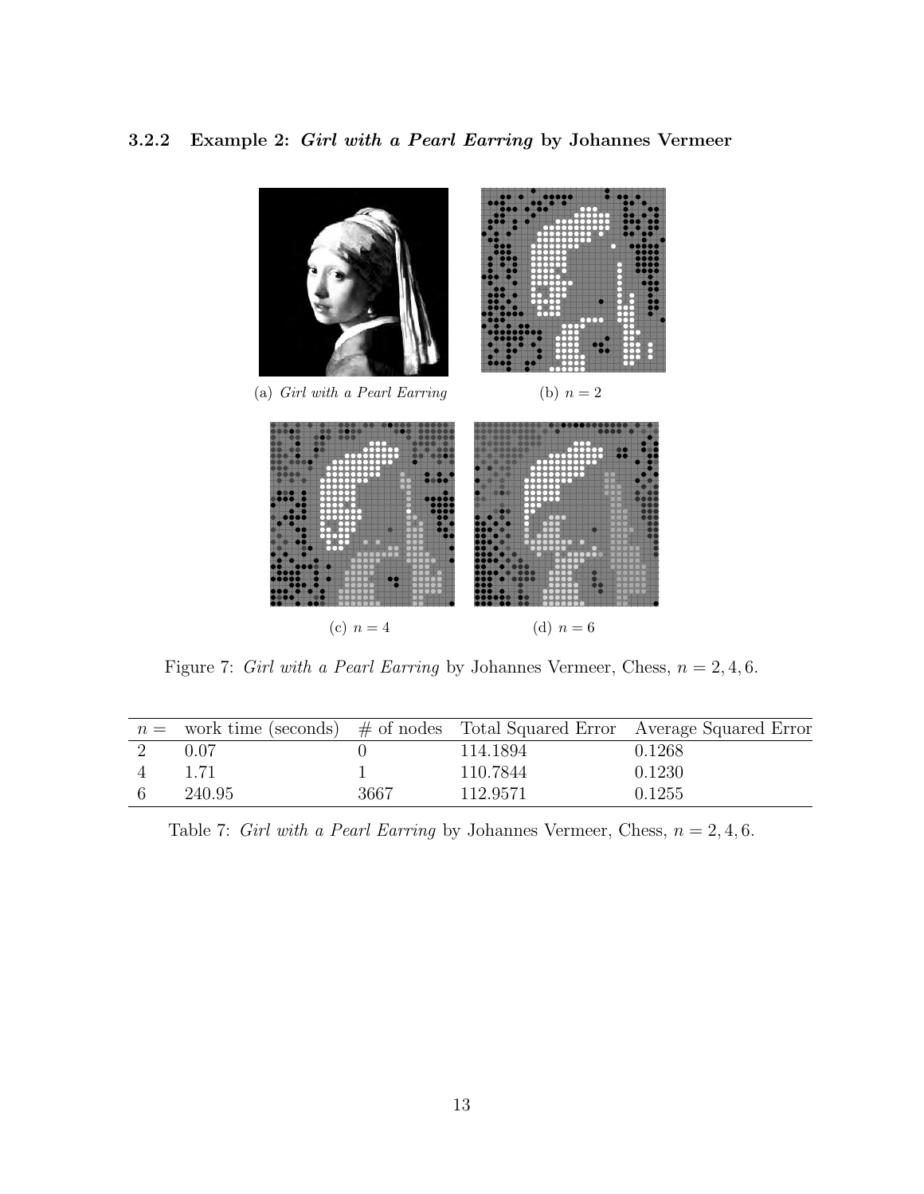### 3.2.2 Example 2: *Girl with a Pearl Earring* by Johannes Vermeer

(a) *Girl with a Pearl Earring*

(b) $n = 2$

(c) $n = 4$

(d) $n = 6$

Figure 7: *Girl with a Pearl Earring* by Johannes Vermeer, Chess, $n = 2, 4, 6$.

| $n =$ | work time (seconds) | # of nodes | Total Squared Error | Average Squared Error |
|---|---|---|---|---|
| 2 | 0.07 | 0 | 114.1894 | 0.1268 |
| 4 | 1.71 | 1 | 110.7844 | 0.1230 |
| 6 | 240.95 | 3667 | 112.9571 | 0.1255 |

Table 7: *Girl with a Pearl Earring* by Johannes Vermeer, Chess, $n = 2, 4, 6$.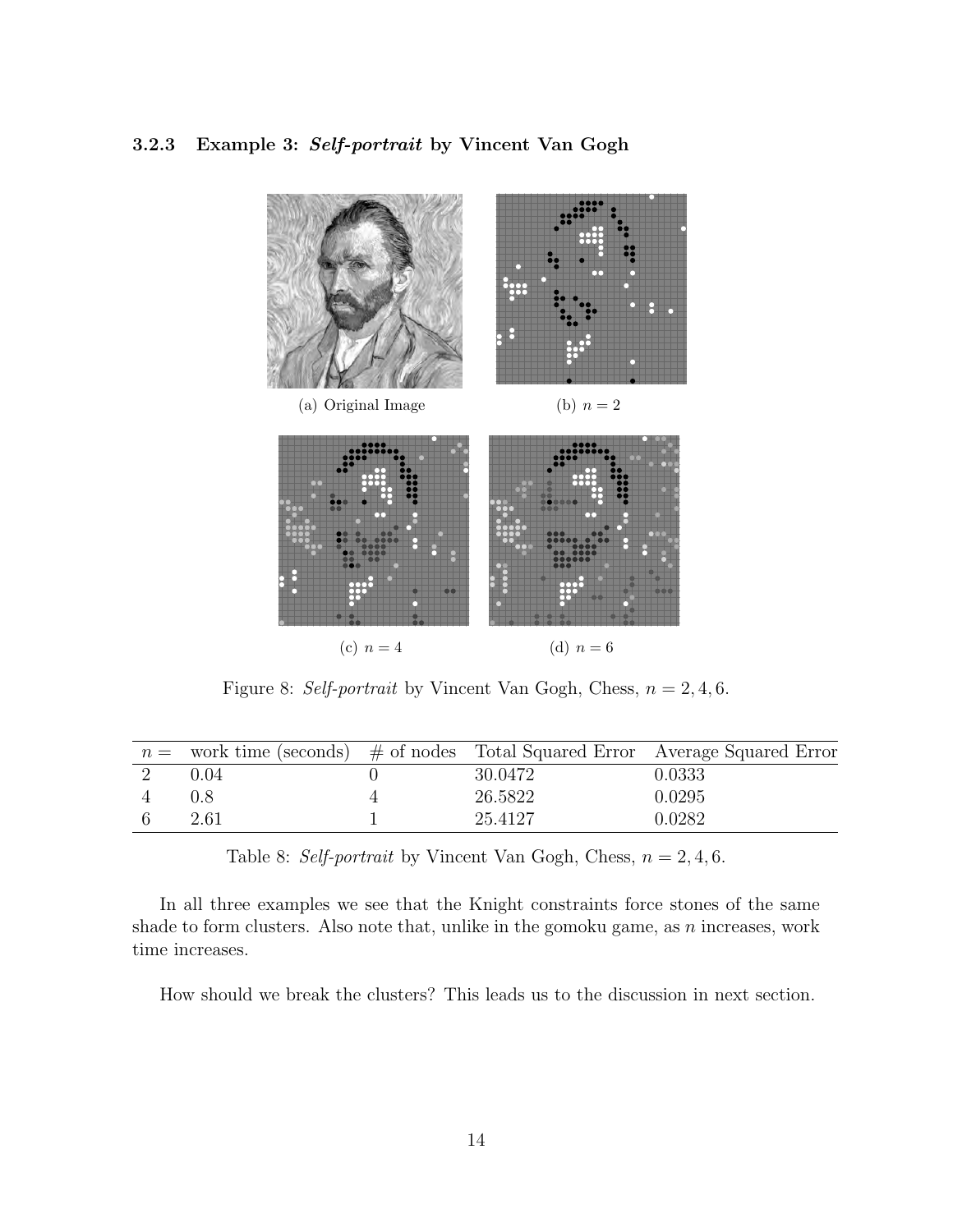### 3.2.3 Example 3: *Self-portrait* by Vincent Van Gogh

(a) Original Image

(b) $n = 2$

(c) $n = 4$

(d) $n = 6$

Figure 8: *Self-portrait* by Vincent Van Gogh, Chess, $n = 2, 4, 6$.

| $n =$ | work time (seconds) | # of nodes | Total Squared Error | Average Squared Error |
|---|---|---|---|---|
| 2 | 0.04 | 0 | 30.0472 | 0.0333 |
| 4 | 0.8 | 4 | 26.5822 | 0.0295 |
| 6 | 2.61 | 1 | 25.4127 | 0.0282 |

Table 8: *Self-portrait* by Vincent Van Gogh, Chess, $n = 2, 4, 6$.

In all three examples we see that the Knight constraints force stones of the same shade to form clusters. Also note that, unlike in the gomoku game, as $n$ increases, work time increases.

How should we break the clusters? This leads us to the discussion in next section.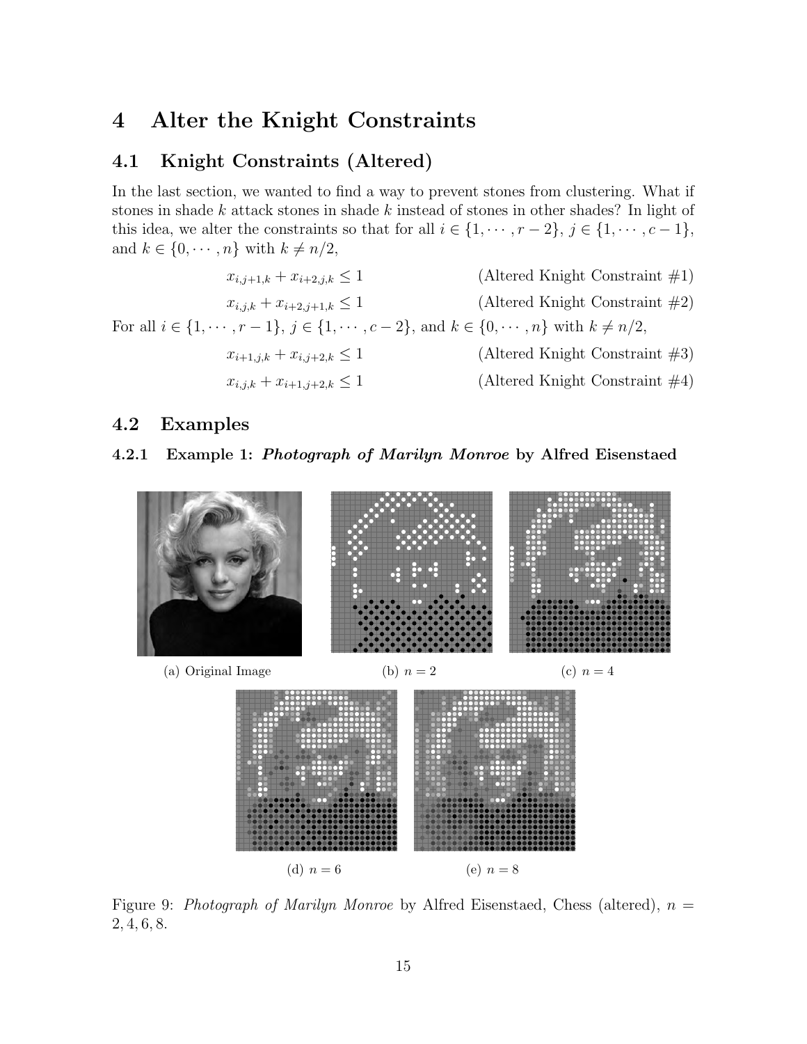# 4 Alter the Knight Constraints

## 4.1 Knight Constraints (Altered)

In the last section, we wanted to find a way to prevent stones from clustering. What if stones in shade $k$ attack stones in shade $k$ instead of stones in other shades? In light of this idea, we alter the constraints so that for all $i \in \{1, \cdots, r-2\}$, $j \in \{1, \cdots, c-1\}$, and $k \in \{0, \cdots, n\}$ with $k \neq n/2$,

$$x_{i,j+1,k} + x_{i+2,j,k} \leq 1 \qquad \text{(Altered Knight Constraint \#1)}$$

$$x_{i,j,k} + x_{i+2,j+1,k} \leq 1 \qquad \text{(Altered Knight Constraint \#2)}$$

For all $i \in \{1, \cdots, r-1\}$, $j \in \{1, \cdots, c-2\}$, and $k \in \{0, \cdots, n\}$ with $k \neq n/2$,

$$x_{i+1,j,k} + x_{i,j+2,k} \leq 1 \qquad \text{(Altered Knight Constraint \#3)}$$

$$x_{i,j,k} + x_{i+1,j+2,k} \leq 1 \qquad \text{(Altered Knight Constraint \#4)}$$

## 4.2 Examples

### 4.2.1 Example 1: *Photograph of Marilyn Monroe* by Alfred Eisenstaed

(a) Original Image

(b) $n = 2$

(c) $n = 4$

(d) $n = 6$

(e) $n = 8$

Figure 9: *Photograph of Marilyn Monroe* by Alfred Eisenstaed, Chess (altered), $n = 2, 4, 6, 8$.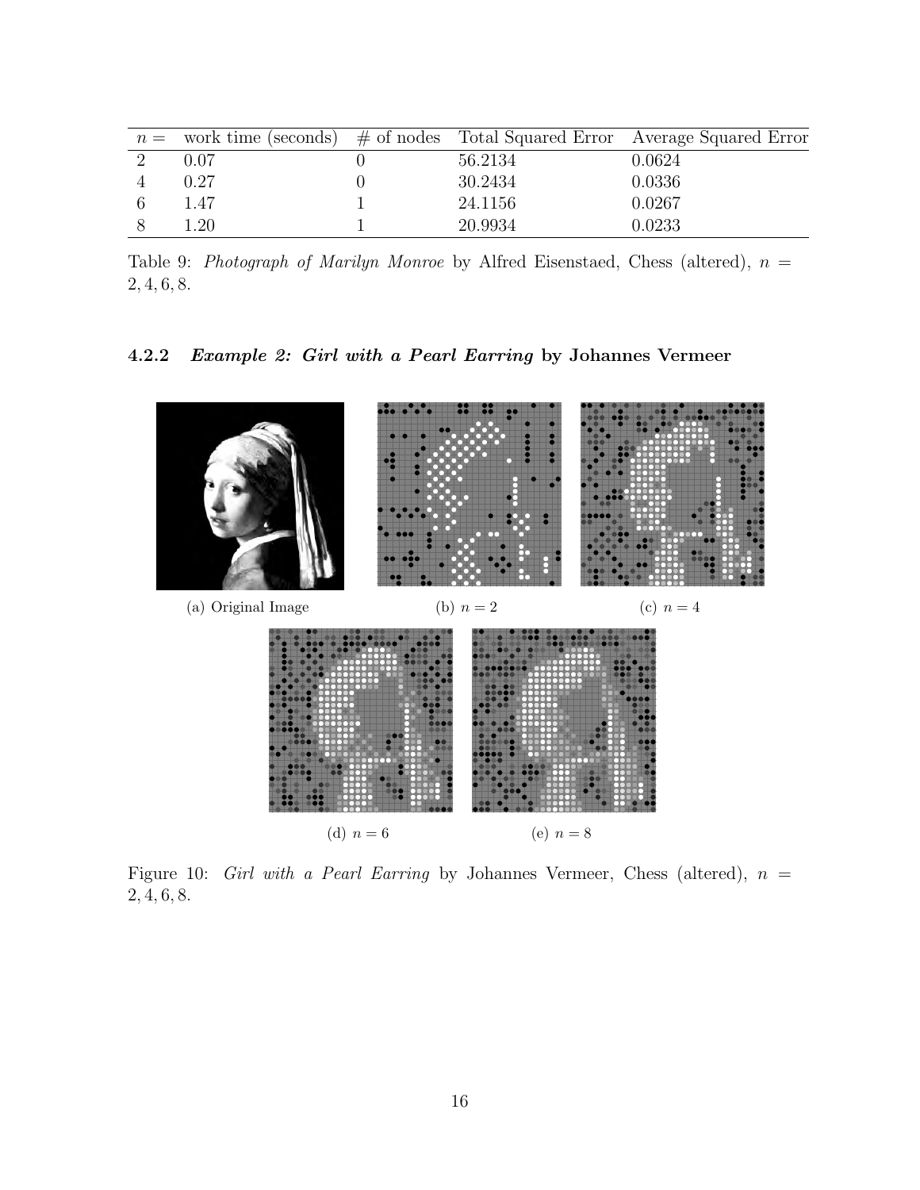| $n =$ | work time (seconds) | # of nodes | Total Squared Error | Average Squared Error |
|---|---|---|---|---|
| 2 | 0.07 | 0 | 56.2134 | 0.0624 |
| 4 | 0.27 | 0 | 30.2434 | 0.0336 |
| 6 | 1.47 | 1 | 24.1156 | 0.0267 |
| 8 | 1.20 | 1 | 20.9934 | 0.0233 |

Table 9: *Photograph of Marilyn Monroe* by Alfred Eisenstaed, Chess (altered), $n = 2, 4, 6, 8$.

### 4.2.2 *Example 2: Girl with a Pearl Earring* by Johannes Vermeer

(a) Original Image

(b) $n = 2$

(c) $n = 4$

(d) $n = 6$

(e) $n = 8$

Figure 10: *Girl with a Pearl Earring* by Johannes Vermeer, Chess (altered), $n = 2, 4, 6, 8$.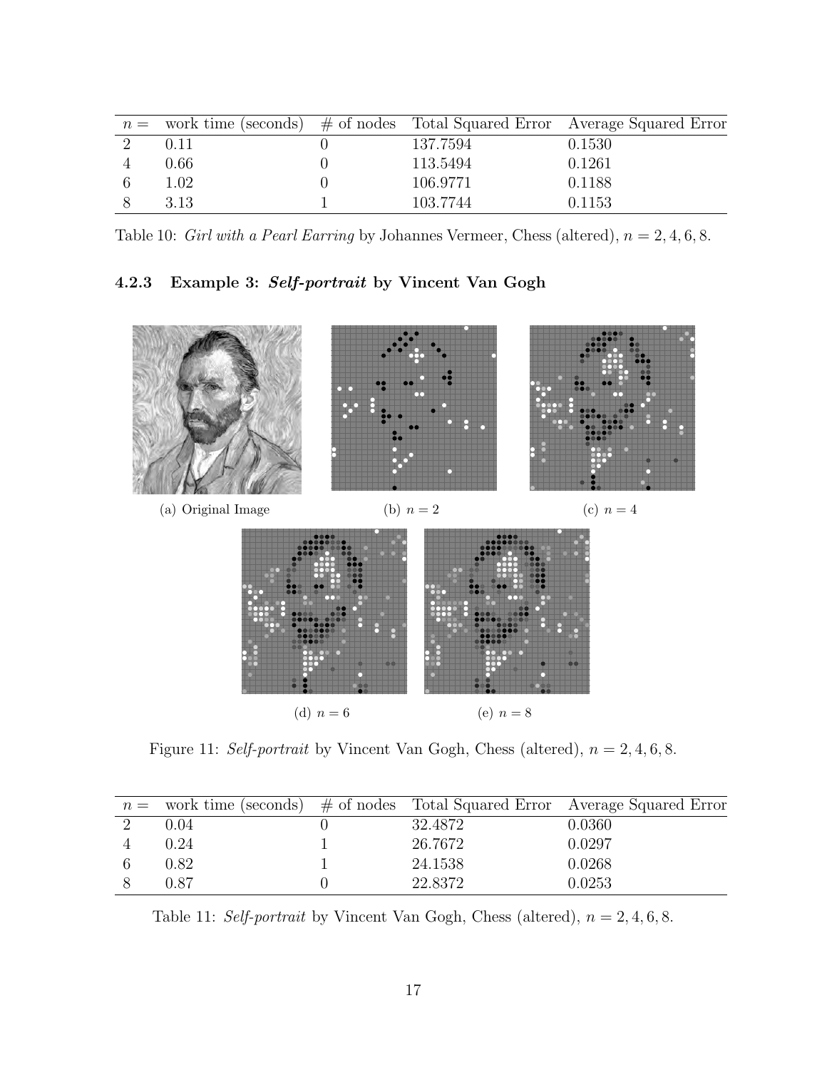| $n =$ | work time (seconds) | # of nodes | Total Squared Error | Average Squared Error |
|---|---|---|---|---|
| 2 | 0.11 | 0 | 137.7594 | 0.1530 |
| 4 | 0.66 | 0 | 113.5494 | 0.1261 |
| 6 | 1.02 | 0 | 106.9771 | 0.1188 |
| 8 | 3.13 | 1 | 103.7744 | 0.1153 |

Table 10: *Girl with a Pearl Earring* by Johannes Vermeer, Chess (altered), $n = 2, 4, 6, 8$.

#### 4.2.3 Example 3: *Self-portrait* by Vincent Van Gogh

(a) Original Image

(b) $n = 2$

(c) $n = 4$

(d) $n = 6$

(e) $n = 8$

Figure 11: *Self-portrait* by Vincent Van Gogh, Chess (altered), $n = 2, 4, 6, 8$.

| $n =$ | work time (seconds) | # of nodes | Total Squared Error | Average Squared Error |
|---|---|---|---|---|
| 2 | 0.04 | 0 | 32.4872 | 0.0360 |
| 4 | 0.24 | 1 | 26.7672 | 0.0297 |
| 6 | 0.82 | 1 | 24.1538 | 0.0268 |
| 8 | 0.87 | 0 | 22.8372 | 0.0253 |

Table 11: *Self-portrait* by Vincent Van Gogh, Chess (altered), $n = 2, 4, 6, 8$.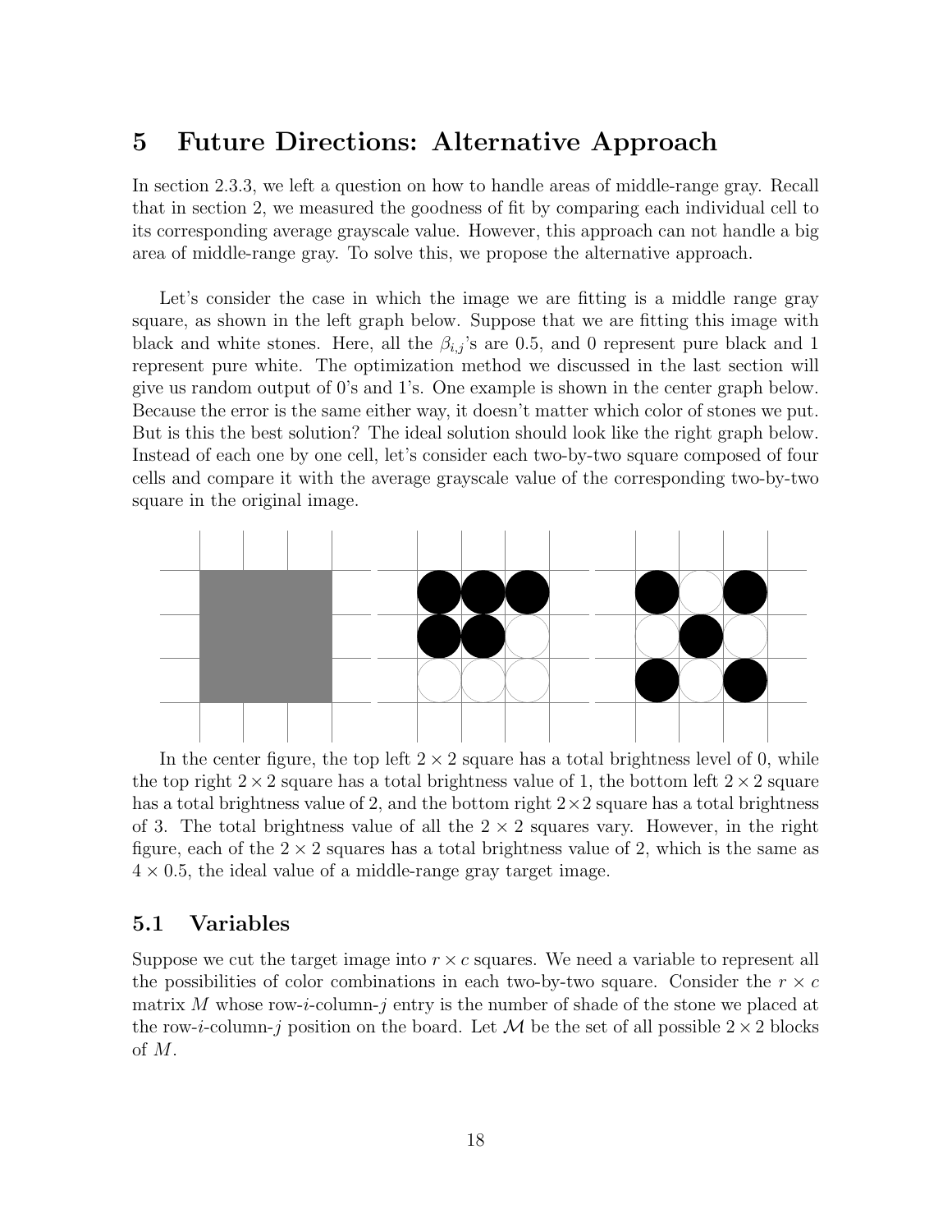# 5 Future Directions: Alternative Approach

In section 2.3.3, we left a question on how to handle areas of middle-range gray. Recall that in section 2, we measured the goodness of fit by comparing each individual cell to its corresponding average grayscale value. However, this approach can not handle a big area of middle-range gray. To solve this, we propose the alternative approach.

Let's consider the case in which the image we are fitting is a middle range gray square, as shown in the left graph below. Suppose that we are fitting this image with black and white stones. Here, all the $\beta_{i,j}$'s are 0.5, and 0 represent pure black and 1 represent pure white. The optimization method we discussed in the last section will give us random output of 0's and 1's. One example is shown in the center graph below. Because the error is the same either way, it doesn't matter which color of stones we put. But is this the best solution? The ideal solution should look like the right graph below. Instead of each one by one cell, let's consider each two-by-two square composed of four cells and compare it with the average grayscale value of the corresponding two-by-two square in the original image.

In the center figure, the top left $2 \times 2$ square has a total brightness level of 0, while the top right $2 \times 2$ square has a total brightness value of 1, the bottom left $2 \times 2$ square has a total brightness value of 2, and the bottom right $2 \times 2$ square has a total brightness of 3. The total brightness value of all the $2 \times 2$ squares vary. However, in the right figure, each of the $2 \times 2$ squares has a total brightness value of 2, which is the same as $4 \times 0.5$, the ideal value of a middle-range gray target image.

## 5.1 Variables

Suppose we cut the target image into $r \times c$ squares. We need a variable to represent all the possibilities of color combinations in each two-by-two square. Consider the $r \times c$ matrix $M$ whose row-$i$-column-$j$ entry is the number of shade of the stone we placed at the row-$i$-column-$j$ position on the board. Let $\mathcal{M}$ be the set of all possible $2 \times 2$ blocks of $M$.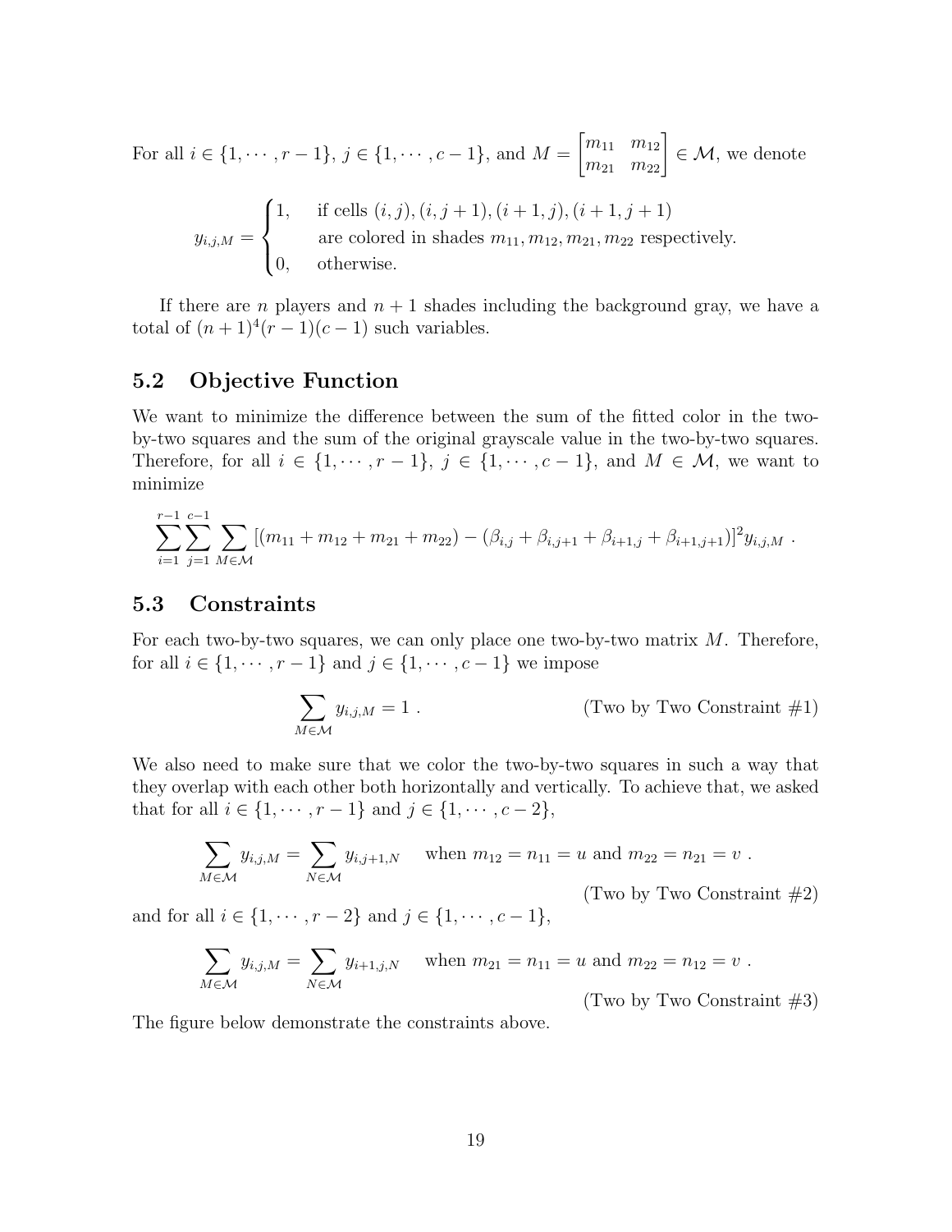For all $i \in \{1, \cdots, r-1\}$, $j \in \{1, \cdots, c-1\}$, and $M = \begin{bmatrix} m_{11} & m_{12} \\ m_{21} & m_{22} \end{bmatrix} \in \mathcal{M}$, we denote

$$
y_{i,j,M} = \begin{cases} 1, & \text{if cells } (i,j), (i,j+1), (i+1,j), (i+1,j+1) \\ & \text{are colored in shades } m_{11}, m_{12}, m_{21}, m_{22} \text{ respectively.} \\ 0, & \text{otherwise.} \end{cases}
$$

If there are $n$ players and $n+1$ shades including the background gray, we have a total of $(n+1)^4(r-1)(c-1)$ such variables.

## 5.2 Objective Function

We want to minimize the difference between the sum of the fitted color in the two-by-two squares and the sum of the original grayscale value in the two-by-two squares. Therefore, for all $i \in \{1, \cdots, r-1\}$, $j \in \{1, \cdots, c-1\}$, and $M \in \mathcal{M}$, we want to minimize

$$
\sum_{i=1}^{r-1} \sum_{j=1}^{c-1} \sum_{M \in \mathcal{M}} [(m_{11} + m_{12} + m_{21} + m_{22}) - (\beta_{i,j} + \beta_{i,j+1} + \beta_{i+1,j} + \beta_{i+1,j+1})]^2 y_{i,j,M} \ .
$$

## 5.3 Constraints

For each two-by-two squares, we can only place one two-by-two matrix $M$. Therefore, for all $i \in \{1, \cdots, r-1\}$ and $j \in \{1, \cdots, c-1\}$ we impose

$$
\sum_{M \in \mathcal{M}} y_{i,j,M} = 1 \ . \qquad \text{(Two by Two Constraint \#1)}
$$

We also need to make sure that we color the two-by-two squares in such a way that they overlap with each other both horizontally and vertically. To achieve that, we asked that for all $i \in \{1, \cdots, r-1\}$ and $j \in \{1, \cdots, c-2\}$,

$$
\sum_{M \in \mathcal{M}} y_{i,j,M} = \sum_{N \in \mathcal{M}} y_{i,j+1,N} \quad \text{when } m_{12} = n_{11} = u \text{ and } m_{22} = n_{21} = v \ . \qquad \text{(Two by Two Constraint \#2)}
$$

and for all $i \in \{1, \cdots, r-2\}$ and $j \in \{1, \cdots, c-1\}$,

$$
\sum_{M \in \mathcal{M}} y_{i,j,M} = \sum_{N \in \mathcal{M}} y_{i+1,j,N} \quad \text{when } m_{21} = n_{11} = u \text{ and } m_{22} = n_{12} = v \ . \qquad \text{(Two by Two Constraint \#3)}
$$

The figure below demonstrate the constraints above.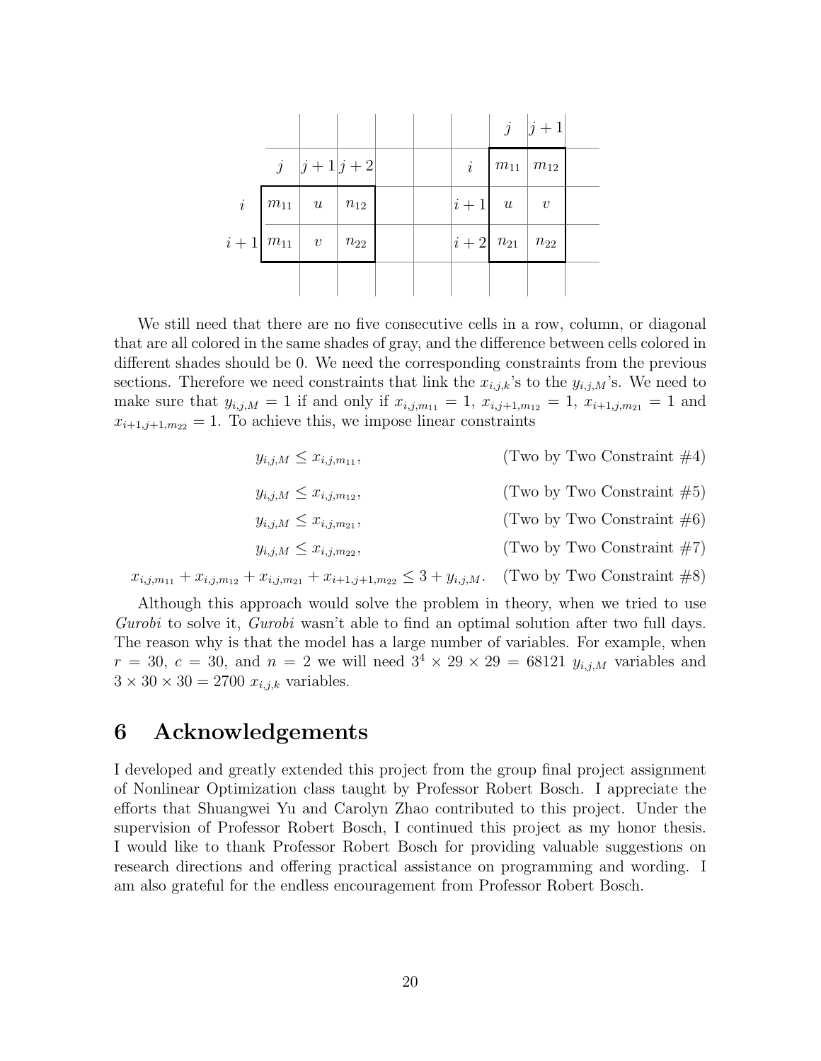|  | $j$ | $j+1$ | $j+2$ |
|---|---|---|---|
| $i$ | $m_{11}$ | $u$ | $n_{12}$ |
| $i+1$ | $m_{11}$ | $v$ | $n_{22}$ |

|  | $j$ | $j+1$ |
|---|---|---|
| $i$ | $m_{11}$ | $m_{12}$ |
| $i+1$ | $u$ | $v$ |
| $i+2$ | $n_{21}$ | $n_{22}$ |

We still need that there are no five consecutive cells in a row, column, or diagonal that are all colored in the same shades of gray, and the difference between cells colored in different shades should be 0. We need the corresponding constraints from the previous sections. Therefore we need constraints that link the $x_{i,j,k}$'s to the $y_{i,j,M}$'s. We need to make sure that $y_{i,j,M} = 1$ if and only if $x_{i,j,m_{11}} = 1$, $x_{i,j+1,m_{12}} = 1$, $x_{i+1,j,m_{21}} = 1$ and $x_{i+1,j+1,m_{22}} = 1$. To achieve this, we impose linear constraints

$$y_{i,j,M} \leq x_{i,j,m_{11}}, \qquad \text{(Two by Two Constraint \#4)}$$

$$y_{i,j,M} \leq x_{i,j,m_{12}}, \qquad \text{(Two by Two Constraint \#5)}$$

$$y_{i,j,M} \leq x_{i,j,m_{21}}, \qquad \text{(Two by Two Constraint \#6)}$$

$$y_{i,j,M} \leq x_{i,j,m_{22}}, \qquad \text{(Two by Two Constraint \#7)}$$

$$x_{i,j,m_{11}} + x_{i,j,m_{12}} + x_{i,j,m_{21}} + x_{i+1,j+1,m_{22}} \leq 3 + y_{i,j,M}. \qquad \text{(Two by Two Constraint \#8)}$$

Although this approach would solve the problem in theory, when we tried to use *Gurobi* to solve it, *Gurobi* wasn't able to find an optimal solution after two full days. The reason why is that the model has a large number of variables. For example, when $r = 30$, $c = 30$, and $n = 2$ we will need $3^4 \times 29 \times 29 = 68121$ $y_{i,j,M}$ variables and $3 \times 30 \times 30 = 2700$ $x_{i,j,k}$ variables.

# 6 Acknowledgements

I developed and greatly extended this project from the group final project assignment of Nonlinear Optimization class taught by Professor Robert Bosch. I appreciate the efforts that Shuangwei Yu and Carolyn Zhao contributed to this project. Under the supervision of Professor Robert Bosch, I continued this project as my honor thesis. I would like to thank Professor Robert Bosch for providing valuable suggestions on research directions and offering practical assistance on programming and wording. I am also grateful for the endless encouragement from Professor Robert Bosch.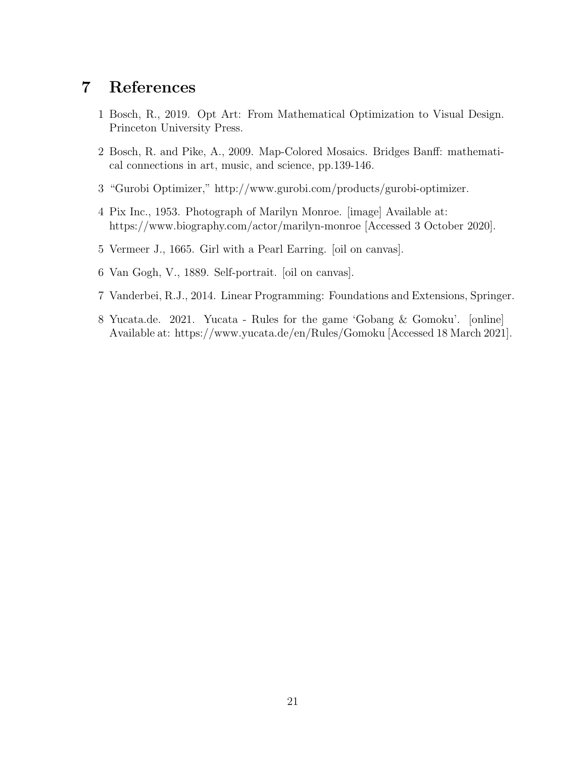# 7 References

1. Bosch, R., 2019. Opt Art: From Mathematical Optimization to Visual Design. Princeton University Press.
2. Bosch, R. and Pike, A., 2009. Map-Colored Mosaics. Bridges Banff: mathematical connections in art, music, and science, pp.139-146.
3. "Gurobi Optimizer," http://www.gurobi.com/products/gurobi-optimizer.
4. Pix Inc., 1953. Photograph of Marilyn Monroe. [image] Available at: https://www.biography.com/actor/marilyn-monroe [Accessed 3 October 2020].
5. Vermeer J., 1665. Girl with a Pearl Earring. [oil on canvas].
6. Van Gogh, V., 1889. Self-portrait. [oil on canvas].
7. Vanderbei, R.J., 2014. Linear Programming: Foundations and Extensions, Springer.
8. Yucata.de. 2021. Yucata - Rules for the game 'Gobang & Gomoku'. [online] Available at: https://www.yucata.de/en/Rules/Gomoku [Accessed 18 March 2021].